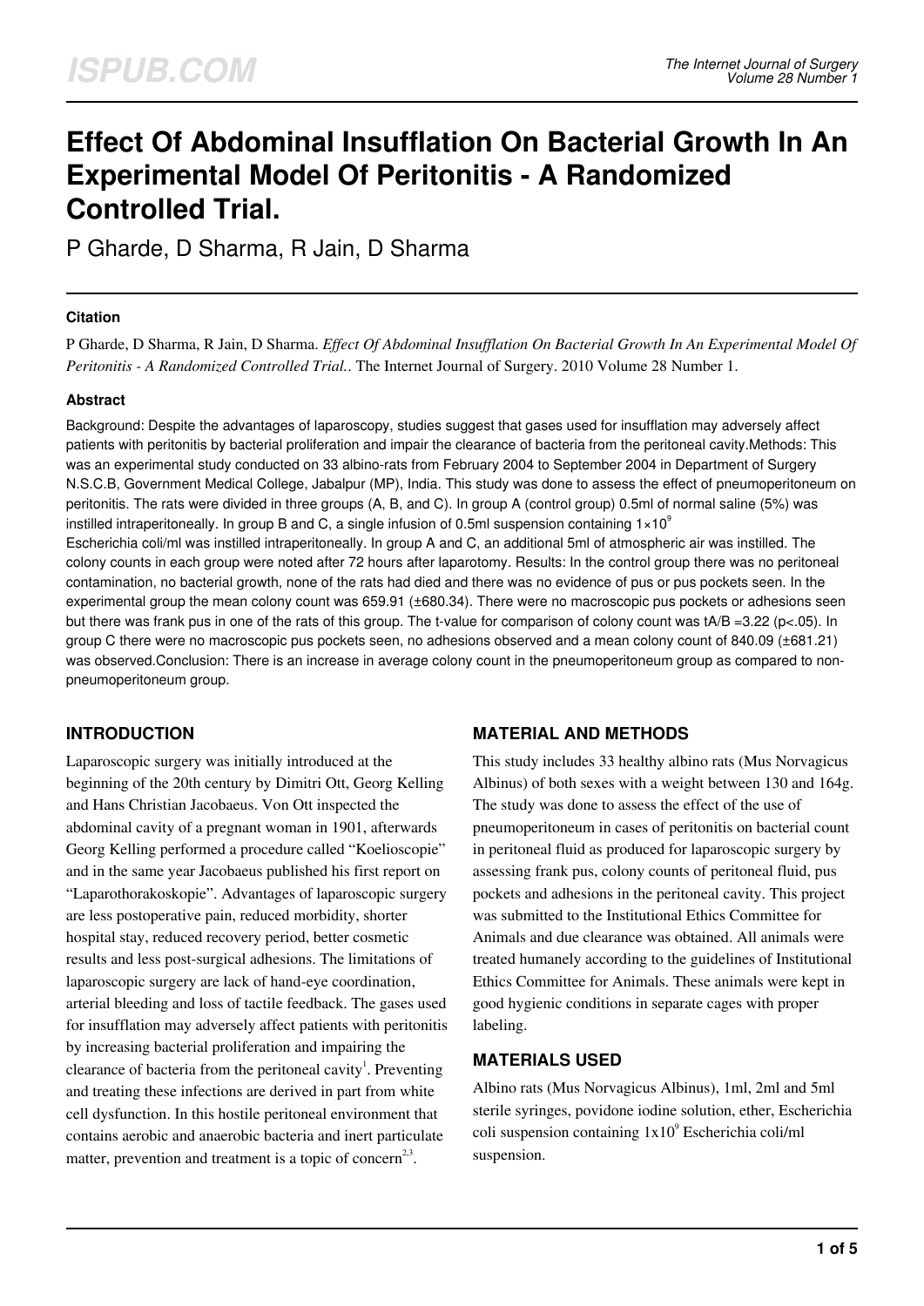# Effect Of Abdominal Insufflation On Bacterial Growth In An Experimental Model Of Peritonitis - A Randomized Controlled Trial.

P Gharde, D Sharma, R Jain, D Sharma

### Citation

P Gharde, D Sharma, R Jain, D Sharma. *Effect Of Abdominal Insufflation On Bacterial Growth In An Experimental Model Of Peritonitis - A Randomized Controlled Trial.*. The Internet Journal of Surgery. 2010 Volume 28 Number 1.

### Abstract

Background: Despite the advantages of laparoscopy, studies suggest that gases used for insufflation may adversely affect patients with peritonitis by bacterial proliferation and impair the clearance of bacteria from the peritoneal cavity.Methods: This was an experimental study conducted on 33 albino-rats from February 2004 to September 2004 in Department of Surgery N.S.C.B, Government Medical College, Jabalpur (MP), India. This study was done to assess the effect of pneumoperitoneum on peritonitis. The rats were divided in three groups (A, B, and C). In group A (control group) 0.5ml of normal saline (5%) was instilled intraperitoneally. In group B and C, a single infusion of 0.5ml suspension containing $1\times10^9$ Escherichia coli/ml was instilled intraperitoneally. In group A and C, an additional 5ml of atmospheric air was instilled. The colony counts in each group were noted after 72 hours after laparotomy. Results: In the control group there was no peritoneal contamination, no bacterial growth, none of the rats had died and there was no evidence of pus or pus pockets seen. In the experimental group the mean colony count was 659.91 (±680.34). There were no macroscopic pus pockets or adhesions seen but there was frank pus in one of the rats of this group. The t-value for comparison of colony count was $t_{A/B}$ =3.22 ($p<.05$). In group C there were no macroscopic pus pockets seen, no adhesions observed and a mean colony count of 840.09 (±681.21) was observed.Conclusion: There is an increase in average colony count in the pneumoperitoneum group as compared to non-pneumoperitoneum group.

## INTRODUCTION

Laparoscopic surgery was initially introduced at the beginning of the 20th century by Dimitri Ott, Georg Kelling and Hans Christian Jacobaeus. Von Ott inspected the abdominal cavity of a pregnant woman in 1901, afterwards Georg Kelling performed a procedure called "Koelioscopie" and in the same year Jacobaeus published his first report on "Laparothorakoskopie". Advantages of laparoscopic surgery are less postoperative pain, reduced morbidity, shorter hospital stay, reduced recovery period, better cosmetic results and less post-surgical adhesions. The limitations of laparoscopic surgery are lack of hand-eye coordination, arterial bleeding and loss of tactile feedback. The gases used for insufflation may adversely affect patients with peritonitis by increasing bacterial proliferation and impairing the clearance of bacteria from the peritoneal cavity[1]. Preventing and treating these infections are derived in part from white cell dysfunction. In this hostile peritoneal environment that contains aerobic and anaerobic bacteria and inert particulate matter, prevention and treatment is a topic of concern[2,3].

## MATERIAL AND METHODS

This study includes 33 healthy albino rats (Mus Norvagicus Albinus) of both sexes with a weight between 130 and 164g. The study was done to assess the effect of the use of pneumoperitoneum in cases of peritonitis on bacterial count in peritoneal fluid as produced for laparoscopic surgery by assessing frank pus, colony counts of peritoneal fluid, pus pockets and adhesions in the peritoneal cavity. This project was submitted to the Institutional Ethics Committee for Animals and due clearance was obtained. All animals were treated humanely according to the guidelines of Institutional Ethics Committee for Animals. These animals were kept in good hygienic conditions in separate cages with proper labeling.

## MATERIALS USED

Albino rats (Mus Norvagicus Albinus), 1ml, 2ml and 5ml sterile syringes, povidone iodine solution, ether, Escherichia coli suspension containing $1\times10^9$ Escherichia coli/ml suspension.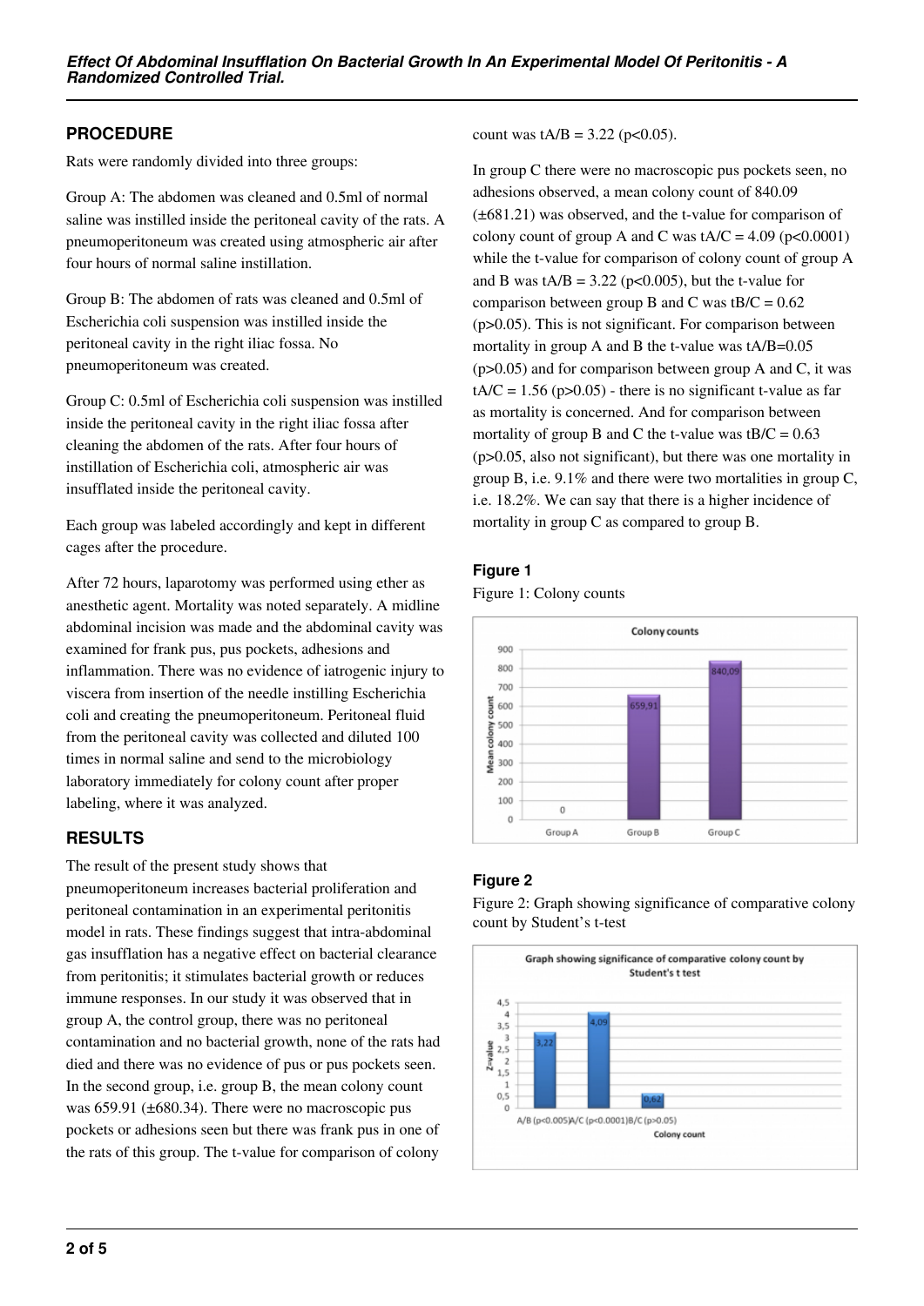## PROCEDURE

Rats were randomly divided into three groups:

Group A: The abdomen was cleaned and 0.5ml of normal saline was instilled inside the peritoneal cavity of the rats. A pneumoperitoneum was created using atmospheric air after four hours of normal saline instillation.

Group B: The abdomen of rats was cleaned and 0.5ml of Escherichia coli suspension was instilled inside the peritoneal cavity in the right iliac fossa. No pneumoperitoneum was created.

Group C: 0.5ml of Escherichia coli suspension was instilled inside the peritoneal cavity in the right iliac fossa after cleaning the abdomen of the rats. After four hours of instillation of Escherichia coli, atmospheric air was insufflated inside the peritoneal cavity.

Each group was labeled accordingly and kept in different cages after the procedure.

After 72 hours, laparotomy was performed using ether as anesthetic agent. Mortality was noted separately. A midline abdominal incision was made and the abdominal cavity was examined for frank pus, pus pockets, adhesions and inflammation. There was no evidence of iatrogenic injury to viscera from insertion of the needle instilling Escherichia coli and creating the pneumoperitoneum. Peritoneal fluid from the peritoneal cavity was collected and diluted 100 times in normal saline and send to the microbiology laboratory immediately for colony count after proper labeling, where it was analyzed.

## RESULTS

The result of the present study shows that pneumoperitoneum increases bacterial proliferation and peritoneal contamination in an experimental peritonitis model in rats. These findings suggest that intra-abdominal gas insufflation has a negative effect on bacterial clearance from peritonitis; it stimulates bacterial growth or reduces immune responses. In our study it was observed that in group A, the control group, there was no peritoneal contamination and no bacterial growth, none of the rats had died and there was no evidence of pus or pus pockets seen. In the second group, i.e. group B, the mean colony count was 659.91 (±680.34). There were no macroscopic pus pockets or adhesions seen but there was frank pus in one of the rats of this group. The t-value for comparison of colony count was $t_{A/B} = 3.22$ ($p<0.05$).

In group C there were no macroscopic pus pockets seen, no adhesions observed, a mean colony count of 840.09 (±681.21) was observed, and the t-value for comparison of colony count of group A and C was $t_{A/C} = 4.09$ ($p<0.0001$) while the t-value for comparison of colony count of group A and B was $t_{A/B} = 3.22$ ($p<0.005$), but the t-value for comparison between group B and C was $t_{B/C} = 0.62$ ($p>0.05$). This is not significant. For comparison between mortality in group A and B the t-value was $t_{A/B}=0.05$ ($p>0.05$) and for comparison between group A and C, it was $t_{A/C} = 1.56$ ($p>0.05$) - there is no significant t-value as far as mortality is concerned. And for comparison between mortality of group B and C the t-value was $t_{B/C} = 0.63$ ($p>0.05$, also not significant), but there was one mortality in group B, i.e. 9.1% and there were two mortalities in group C, i.e. 18.2%. We can say that there is a higher incidence of mortality in group C as compared to group B.

### Figure 1

Figure 1: Colony counts

### Figure 2

Figure 2: Graph showing significance of comparative colony count by Student's t-test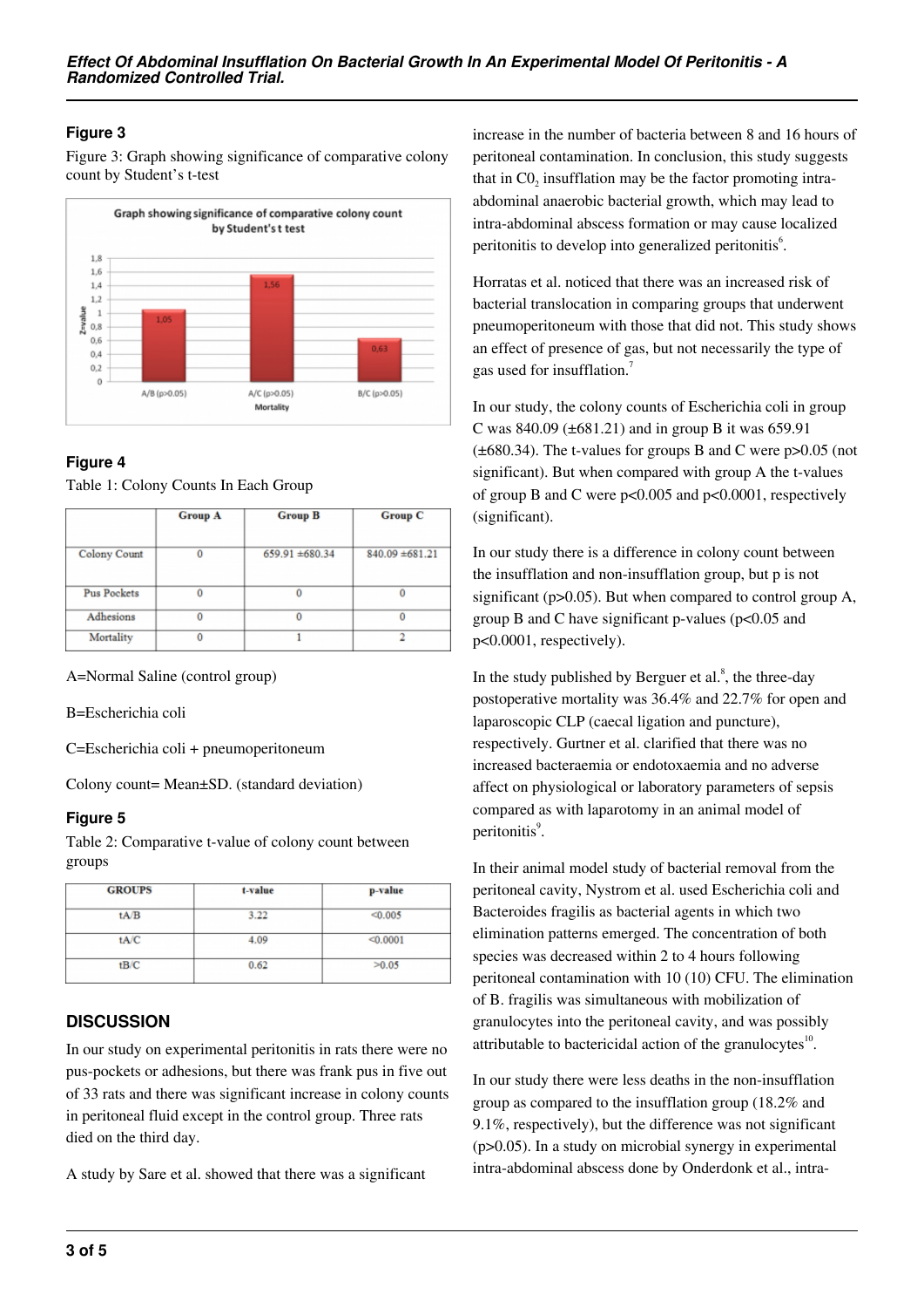### Figure 3

Figure 3: Graph showing significance of comparative colony count by Student's t-test

### Figure 4

Table 1: Colony Counts In Each Group

| | Group A | Group B | Group C |
|---|---|---|---|
| Colony Count | 0 | 659.91 ±680.34 | 840.09 ±681.21 |
| Pus Pockets | 0 | 0 | 0 |
| Adhesions | 0 | 0 | 0 |
| Mortality | 0 | 1 | 2 |

A=Normal Saline (control group)

B=Escherichia coli

C=Escherichia coli + pneumoperitoneum

Colony count= Mean±SD. (standard deviation)

### Figure 5

Table 2: Comparative t-value of colony count between groups

| GROUPS | t-value | p-value |
|---|---|---|
| tA/B | 3.22 | <0.005 |
| tA/C | 4.09 | <0.0001 |
| tB/C | 0.62 | >0.05 |

## DISCUSSION

In our study on experimental peritonitis in rats there were no pus-pockets or adhesions, but there was frank pus in five out of 33 rats and there was significant increase in colony counts in peritoneal fluid except in the control group. Three rats died on the third day.

A study by Sare et al. showed that there was a significant increase in the number of bacteria between 8 and 16 hours of peritoneal contamination. In conclusion, this study suggests that in $CO_2$ insufflation may be the factor promoting intra-abdominal anaerobic bacterial growth, which may lead to intra-abdominal abscess formation or may cause localized peritonitis to develop into generalized peritonitis[6].

Horratas et al. noticed that there was an increased risk of bacterial translocation in comparing groups that underwent pneumoperitoneum with those that did not. This study shows an effect of presence of gas, but not necessarily the type of gas used for insufflation.[7]

In our study, the colony counts of Escherichia coli in group C was 840.09 (±681.21) and in group B it was 659.91 (±680.34). The t-values for groups B and C were $p>0.05$ (not significant). But when compared with group A the t-values of group B and C were $p<0.005$ and $p<0.0001$, respectively (significant).

In our study there is a difference in colony count between the insufflation and non-insufflation group, but p is not significant ($p>0.05$). But when compared to control group A, group B and C have significant p-values ($p<0.05$ and $p<0.0001$, respectively).

In the study published by Berguer et al.[8], the three-day postoperative mortality was 36.4% and 22.7% for open and laparoscopic CLP (caecal ligation and puncture), respectively. Gurtner et al. clarified that there was no increased bacteraemia or endotoxaemia and no adverse affect on physiological or laboratory parameters of sepsis compared as with laparotomy in an animal model of peritonitis[9].

In their animal model study of bacterial removal from the peritoneal cavity, Nystrom et al. used Escherichia coli and Bacteroides fragilis as bacterial agents in which two elimination patterns emerged. The concentration of both species was decreased within 2 to 4 hours following peritoneal contamination with 10 (10) CFU. The elimination of B. fragilis was simultaneous with mobilization of granulocytes into the peritoneal cavity, and was possibly attributable to bactericidal action of the granulocytes[10].

In our study there were less deaths in the non-insufflation group as compared to the insufflation group (18.2% and 9.1%, respectively), but the difference was not significant ($p>0.05$). In a study on microbial synergy in experimental intra-abdominal abscess done by Onderdonk et al., intra-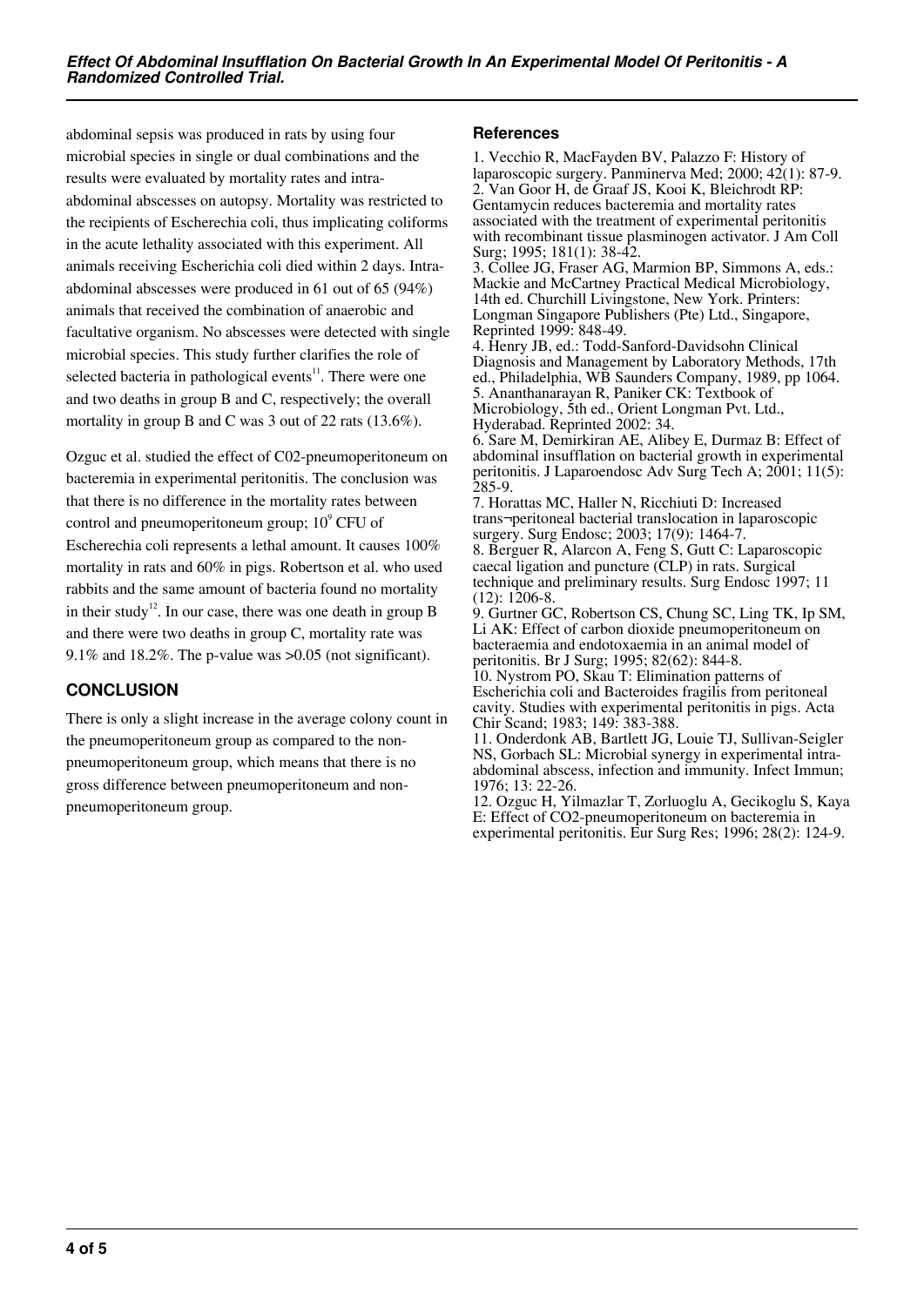abdominal sepsis was produced in rats by using four microbial species in single or dual combinations and the results were evaluated by mortality rates and intra-abdominal abscesses on autopsy. Mortality was restricted to the recipients of Escherechia coli, thus implicating coliforms in the acute lethality associated with this experiment. All animals receiving Escherichia coli died within 2 days. Intra-abdominal abscesses were produced in 61 out of 65 (94%) animals that received the combination of anaerobic and facultative organism. No abscesses were detected with single microbial species. This study further clarifies the role of selected bacteria in pathological events[11]. There were one and two deaths in group B and C, respectively; the overall mortality in group B and C was 3 out of 22 rats (13.6%).

Ozguc et al. studied the effect of C02-pneumoperitoneum on bacteremia in experimental peritonitis. The conclusion was that there is no difference in the mortality rates between control and pneumoperitoneum group; $10^9$ CFU of Escherechia coli represents a lethal amount. It causes 100% mortality in rats and 60% in pigs. Robertson et al. who used rabbits and the same amount of bacteria found no mortality in their study[12]. In our case, there was one death in group B and there were two deaths in group C, mortality rate was 9.1% and 18.2%. The p-value was >0.05 (not significant).

## CONCLUSION

There is only a slight increase in the average colony count in the pneumoperitoneum group as compared to the non-pneumoperitoneum group, which means that there is no gross difference between pneumoperitoneum and non-pneumoperitoneum group.

## References

1. Vecchio R, MacFayden BV, Palazzo F: History of laparoscopic surgery. Panminerva Med; 2000; 42(1): 87-9.
2. Van Goor H, de Graaf JS, Kooi K, Bleichrodt RP: Gentamycin reduces bacteremia and mortality rates associated with the treatment of experimental peritonitis with recombinant tissue plasminogen activator. J Am Coll Surg; 1995; 181(1): 38-42.
3. Collee JG, Fraser AG, Marmion BP, Simmons A, eds.: Mackie and McCartney Practical Medical Microbiology, 14th ed. Churchill Livingstone, New York. Printers: Longman Singapore Publishers (Pte) Ltd., Singapore, Reprinted 1999: 848-49.
4. Henry JB, ed.: Todd-Sanford-Davidsohn Clinical Diagnosis and Management by Laboratory Methods, 17th ed., Philadelphia, WB Saunders Company, 1989, pp 1064.
5. Ananthanarayan R, Paniker CK: Textbook of Microbiology, 5th ed., Orient Longman Pvt. Ltd., Hyderabad. Reprinted 2002: 34.
6. Sare M, Demirkiran AE, Alibey E, Durmaz B: Effect of abdominal insufflation on bacterial growth in experimental peritonitis. J Laparoendosc Adv Surg Tech A; 2001; 11(5): 285-9.
7. Horattas MC, Haller N, Ricchiuti D: Increased trans¬peritoneal bacterial translocation in laparoscopic surgery. Surg Endosc; 2003; 17(9): 1464-7.
8. Berguer R, Alarcon A, Feng S, Gutt C: Laparoscopic caecal ligation and puncture (CLP) in rats. Surgical technique and preliminary results. Surg Endosc 1997; 11 (12): 1206-8.
9. Gurtner GC, Robertson CS, Chung SC, Ling TK, Ip SM, Li AK: Effect of carbon dioxide pneumoperitoneum on bacteraemia and endotoxaemia in an animal model of peritonitis. Br J Surg; 1995; 82(62): 844-8.
10. Nystrom PO, Skau T: Elimination patterns of Escherichia coli and Bacteroides fragilis from peritoneal cavity. Studies with experimental peritonitis in pigs. Acta Chir Scand; 1983; 149: 383-388.
11. Onderdonk AB, Bartlett JG, Louie TJ, Sullivan-Seigler NS, Gorbach SL: Microbial synergy in experimental intra-abdominal abscess, infection and immunity. Infect Immun; 1976; 13: 22-26.
12. Ozguc H, Yilmazlar T, Zorluoglu A, Gecikoglu S, Kaya E: Effect of CO2-pneumoperitoneum on bacteremia in experimental peritonitis. Eur Surg Res; 1996; 28(2): 124-9.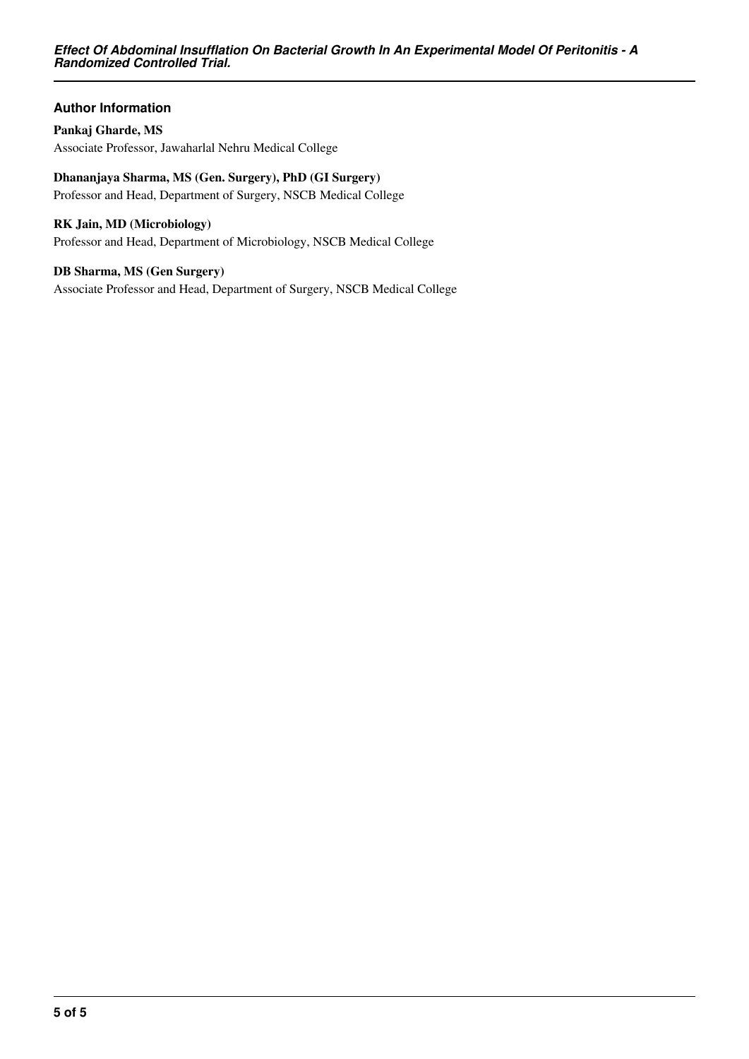## Author Information

**Pankaj Gharde, MS**
Associate Professor, Jawaharlal Nehru Medical College

**Dhananjaya Sharma, MS (Gen. Surgery), PhD (GI Surgery)**
Professor and Head, Department of Surgery, NSCB Medical College

**RK Jain, MD (Microbiology)**
Professor and Head, Department of Microbiology, NSCB Medical College

**DB Sharma, MS (Gen Surgery)**
Associate Professor and Head, Department of Surgery, NSCB Medical College